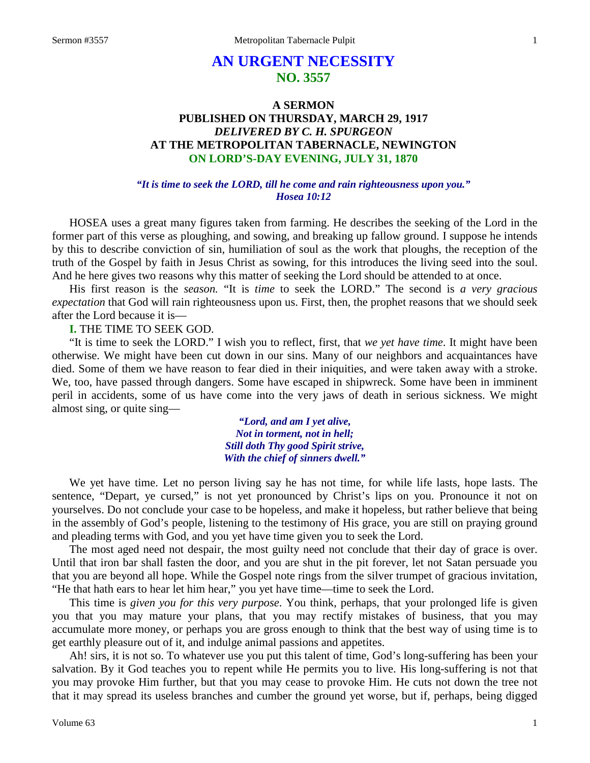# AN URGENT NECESSITY
## NO. 3557

### A SERMON
### PUBLISHED ON THURSDAY, MARCH 29, 1917
### *DELIVERED BY C. H. SPURGEON*
### AT THE METROPOLITAN TABERNACLE, NEWINGTON
### ON LORD'S-DAY EVENING, JULY 31, 1870

***"It is time to seek the LORD, till he come and rain righteousness upon you."***
***Hosea 10:12***

HOSEA uses a great many figures taken from farming. He describes the seeking of the Lord in the former part of this verse as ploughing, and sowing, and breaking up fallow ground. I suppose he intends by this to describe conviction of sin, humiliation of soul as the work that ploughs, the reception of the truth of the Gospel by faith in Jesus Christ as sowing, for this introduces the living seed into the soul. And he here gives two reasons why this matter of seeking the Lord should be attended to at once.

His first reason is the *season.* "It is *time* to seek the LORD." The second is *a very gracious expectation* that God will rain righteousness upon us. First, then, the prophet reasons that we should seek after the Lord because it is—

**I.** THE TIME TO SEEK GOD.

"It is time to seek the LORD." I wish you to reflect, first, that *we yet have time*. It might have been otherwise. We might have been cut down in our sins. Many of our neighbors and acquaintances have died. Some of them we have reason to fear died in their iniquities, and were taken away with a stroke. We, too, have passed through dangers. Some have escaped in shipwreck. Some have been in imminent peril in accidents, some of us have come into the very jaws of death in serious sickness. We might almost sing, or quite sing—

> ***"Lord, and am I yet alive,***
> ***Not in torment, not in hell;***
> ***Still doth Thy good Spirit strive,***
> ***With the chief of sinners dwell."***

We yet have time. Let no person living say he has not time, for while life lasts, hope lasts. The sentence, "Depart, ye cursed," is not yet pronounced by Christ's lips on you. Pronounce it not on yourselves. Do not conclude your case to be hopeless, and make it hopeless, but rather believe that being in the assembly of God's people, listening to the testimony of His grace, you are still on praying ground and pleading terms with God, and you yet have time given you to seek the Lord.

The most aged need not despair, the most guilty need not conclude that their day of grace is over. Until that iron bar shall fasten the door, and you are shut in the pit forever, let not Satan persuade you that you are beyond all hope. While the Gospel note rings from the silver trumpet of gracious invitation, "He that hath ears to hear let him hear," you yet have time—time to seek the Lord.

This time is *given you for this very purpose*. You think, perhaps, that your prolonged life is given you that you may mature your plans, that you may rectify mistakes of business, that you may accumulate more money, or perhaps you are gross enough to think that the best way of using time is to get earthly pleasure out of it, and indulge animal passions and appetites.

Ah! sirs, it is not so. To whatever use you put this talent of time, God's long-suffering has been your salvation. By it God teaches you to repent while He permits you to live. His long-suffering is not that you may provoke Him further, but that you may cease to provoke Him. He cuts not down the tree not that it may spread its useless branches and cumber the ground yet worse, but if, perhaps, being digged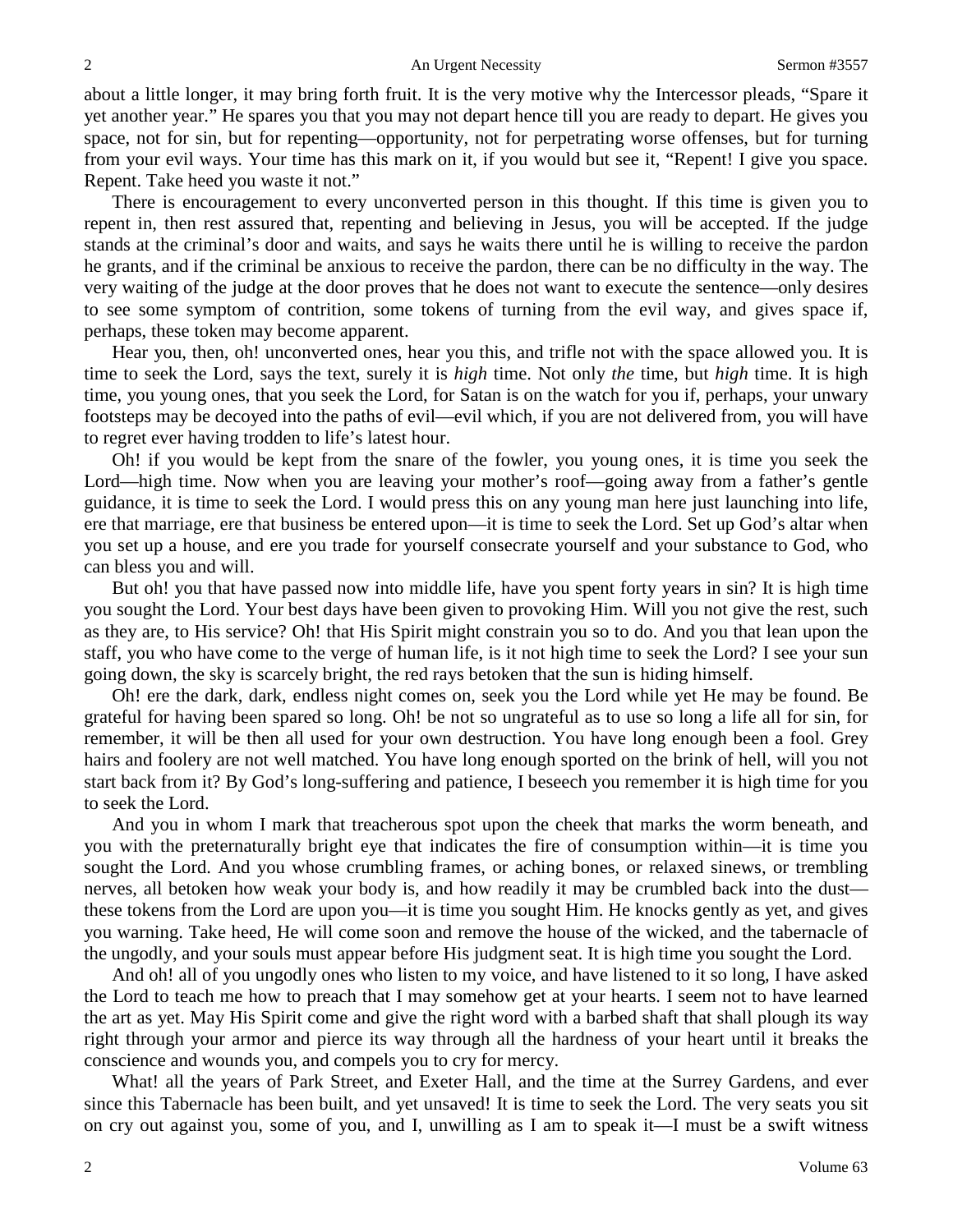about a little longer, it may bring forth fruit. It is the very motive why the Intercessor pleads, "Spare it yet another year." He spares you that you may not depart hence till you are ready to depart. He gives you space, not for sin, but for repenting—opportunity, not for perpetrating worse offenses, but for turning from your evil ways. Your time has this mark on it, if you would but see it, "Repent! I give you space. Repent. Take heed you waste it not."

There is encouragement to every unconverted person in this thought. If this time is given you to repent in, then rest assured that, repenting and believing in Jesus, you will be accepted. If the judge stands at the criminal's door and waits, and says he waits there until he is willing to receive the pardon he grants, and if the criminal be anxious to receive the pardon, there can be no difficulty in the way. The very waiting of the judge at the door proves that he does not want to execute the sentence—only desires to see some symptom of contrition, some tokens of turning from the evil way, and gives space if, perhaps, these token may become apparent.

Hear you, then, oh! unconverted ones, hear you this, and trifle not with the space allowed you. It is time to seek the Lord, says the text, surely it is *high* time. Not only *the* time, but *high* time. It is high time, you young ones, that you seek the Lord, for Satan is on the watch for you if, perhaps, your unwary footsteps may be decoyed into the paths of evil—evil which, if you are not delivered from, you will have to regret ever having trodden to life's latest hour.

Oh! if you would be kept from the snare of the fowler, you young ones, it is time you seek the Lord—high time. Now when you are leaving your mother's roof—going away from a father's gentle guidance, it is time to seek the Lord. I would press this on any young man here just launching into life, ere that marriage, ere that business be entered upon—it is time to seek the Lord. Set up God's altar when you set up a house, and ere you trade for yourself consecrate yourself and your substance to God, who can bless you and will.

But oh! you that have passed now into middle life, have you spent forty years in sin? It is high time you sought the Lord. Your best days have been given to provoking Him. Will you not give the rest, such as they are, to His service? Oh! that His Spirit might constrain you so to do. And you that lean upon the staff, you who have come to the verge of human life, is it not high time to seek the Lord? I see your sun going down, the sky is scarcely bright, the red rays betoken that the sun is hiding himself.

Oh! ere the dark, dark, endless night comes on, seek you the Lord while yet He may be found. Be grateful for having been spared so long. Oh! be not so ungrateful as to use so long a life all for sin, for remember, it will be then all used for your own destruction. You have long enough been a fool. Grey hairs and foolery are not well matched. You have long enough sported on the brink of hell, will you not start back from it? By God's long-suffering and patience, I beseech you remember it is high time for you to seek the Lord.

And you in whom I mark that treacherous spot upon the cheek that marks the worm beneath, and you with the preternaturally bright eye that indicates the fire of consumption within—it is time you sought the Lord. And you whose crumbling frames, or aching bones, or relaxed sinews, or trembling nerves, all betoken how weak your body is, and how readily it may be crumbled back into the dust—these tokens from the Lord are upon you—it is time you sought Him. He knocks gently as yet, and gives you warning. Take heed, He will come soon and remove the house of the wicked, and the tabernacle of the ungodly, and your souls must appear before His judgment seat. It is high time you sought the Lord.

And oh! all of you ungodly ones who listen to my voice, and have listened to it so long, I have asked the Lord to teach me how to preach that I may somehow get at your hearts. I seem not to have learned the art as yet. May His Spirit come and give the right word with a barbed shaft that shall plough its way right through your armor and pierce its way through all the hardness of your heart until it breaks the conscience and wounds you, and compels you to cry for mercy.

What! all the years of Park Street, and Exeter Hall, and the time at the Surrey Gardens, and ever since this Tabernacle has been built, and yet unsaved! It is time to seek the Lord. The very seats you sit on cry out against you, some of you, and I, unwilling as I am to speak it—I must be a swift witness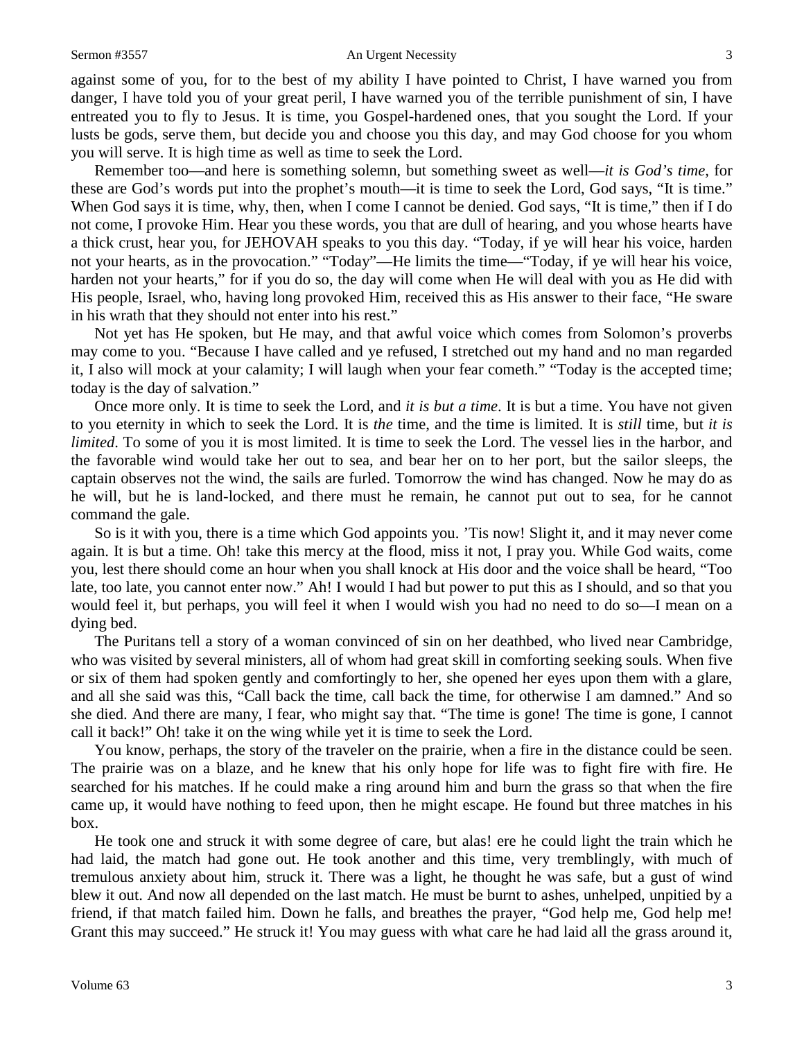against some of you, for to the best of my ability I have pointed to Christ, I have warned you from danger, I have told you of your great peril, I have warned you of the terrible punishment of sin, I have entreated you to fly to Jesus. It is time, you Gospel-hardened ones, that you sought the Lord. If your lusts be gods, serve them, but decide you and choose you this day, and may God choose for you whom you will serve. It is high time as well as time to seek the Lord.

Remember too—and here is something solemn, but something sweet as well—*it is God's time*, for these are God's words put into the prophet's mouth—it is time to seek the Lord, God says, "It is time." When God says it is time, why, then, when I come I cannot be denied. God says, "It is time," then if I do not come, I provoke Him. Hear you these words, you that are dull of hearing, and you whose hearts have a thick crust, hear you, for JEHOVAH speaks to you this day. "Today, if ye will hear his voice, harden not your hearts, as in the provocation." "Today"—He limits the time—"Today, if ye will hear his voice, harden not your hearts," for if you do so, the day will come when He will deal with you as He did with His people, Israel, who, having long provoked Him, received this as His answer to their face, "He sware in his wrath that they should not enter into his rest."

Not yet has He spoken, but He may, and that awful voice which comes from Solomon's proverbs may come to you. "Because I have called and ye refused, I stretched out my hand and no man regarded it, I also will mock at your calamity; I will laugh when your fear cometh." "Today is the accepted time; today is the day of salvation."

Once more only. It is time to seek the Lord, and *it is but a time*. It is but a time. You have not given to you eternity in which to seek the Lord. It is *the* time, and the time is limited. It is *still* time, but *it is limited*. To some of you it is most limited. It is time to seek the Lord. The vessel lies in the harbor, and the favorable wind would take her out to sea, and bear her on to her port, but the sailor sleeps, the captain observes not the wind, the sails are furled. Tomorrow the wind has changed. Now he may do as he will, but he is land-locked, and there must he remain, he cannot put out to sea, for he cannot command the gale.

So is it with you, there is a time which God appoints you. 'Tis now! Slight it, and it may never come again. It is but a time. Oh! take this mercy at the flood, miss it not, I pray you. While God waits, come you, lest there should come an hour when you shall knock at His door and the voice shall be heard, "Too late, too late, you cannot enter now." Ah! I would I had but power to put this as I should, and so that you would feel it, but perhaps, you will feel it when I would wish you had no need to do so—I mean on a dying bed.

The Puritans tell a story of a woman convinced of sin on her deathbed, who lived near Cambridge, who was visited by several ministers, all of whom had great skill in comforting seeking souls. When five or six of them had spoken gently and comfortingly to her, she opened her eyes upon them with a glare, and all she said was this, "Call back the time, call back the time, for otherwise I am damned." And so she died. And there are many, I fear, who might say that. "The time is gone! The time is gone, I cannot call it back!" Oh! take it on the wing while yet it is time to seek the Lord.

You know, perhaps, the story of the traveler on the prairie, when a fire in the distance could be seen. The prairie was on a blaze, and he knew that his only hope for life was to fight fire with fire. He searched for his matches. If he could make a ring around him and burn the grass so that when the fire came up, it would have nothing to feed upon, then he might escape. He found but three matches in his box.

He took one and struck it with some degree of care, but alas! ere he could light the train which he had laid, the match had gone out. He took another and this time, very tremblingly, with much of tremulous anxiety about him, struck it. There was a light, he thought he was safe, but a gust of wind blew it out. And now all depended on the last match. He must be burnt to ashes, unhelped, unpitied by a friend, if that match failed him. Down he falls, and breathes the prayer, "God help me, God help me! Grant this may succeed." He struck it! You may guess with what care he had laid all the grass around it,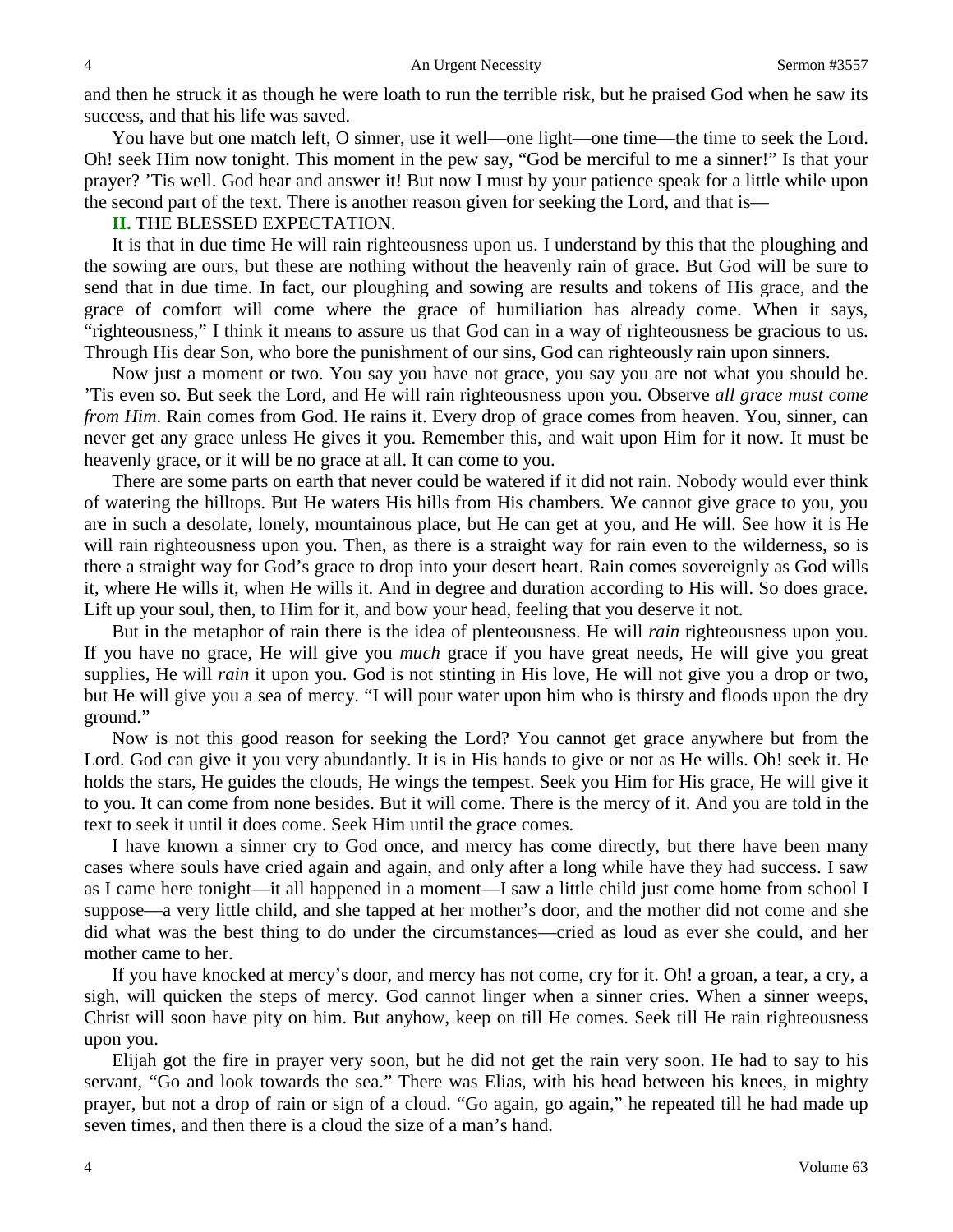and then he struck it as though he were loath to run the terrible risk, but he praised God when he saw its success, and that his life was saved.

You have but one match left, O sinner, use it well—one light—one time—the time to seek the Lord. Oh! seek Him now tonight. This moment in the pew say, "God be merciful to me a sinner!" Is that your prayer? 'Tis well. God hear and answer it! But now I must by your patience speak for a little while upon the second part of the text. There is another reason given for seeking the Lord, and that is—

**II.** THE BLESSED EXPECTATION.

It is that in due time He will rain righteousness upon us. I understand by this that the ploughing and the sowing are ours, but these are nothing without the heavenly rain of grace. But God will be sure to send that in due time. In fact, our ploughing and sowing are results and tokens of His grace, and the grace of comfort will come where the grace of humiliation has already come. When it says, "righteousness," I think it means to assure us that God can in a way of righteousness be gracious to us. Through His dear Son, who bore the punishment of our sins, God can righteously rain upon sinners.

Now just a moment or two. You say you have not grace, you say you are not what you should be. 'Tis even so. But seek the Lord, and He will rain righteousness upon you. Observe *all grace must come from Him*. Rain comes from God. He rains it. Every drop of grace comes from heaven. You, sinner, can never get any grace unless He gives it you. Remember this, and wait upon Him for it now. It must be heavenly grace, or it will be no grace at all. It can come to you.

There are some parts on earth that never could be watered if it did not rain. Nobody would ever think of watering the hilltops. But He waters His hills from His chambers. We cannot give grace to you, you are in such a desolate, lonely, mountainous place, but He can get at you, and He will. See how it is He will rain righteousness upon you. Then, as there is a straight way for rain even to the wilderness, so is there a straight way for God's grace to drop into your desert heart. Rain comes sovereignly as God wills it, where He wills it, when He wills it. And in degree and duration according to His will. So does grace. Lift up your soul, then, to Him for it, and bow your head, feeling that you deserve it not.

But in the metaphor of rain there is the idea of plenteousness. He will *rain* righteousness upon you. If you have no grace, He will give you *much* grace if you have great needs, He will give you great supplies, He will *rain* it upon you. God is not stinting in His love, He will not give you a drop or two, but He will give you a sea of mercy. "I will pour water upon him who is thirsty and floods upon the dry ground."

Now is not this good reason for seeking the Lord? You cannot get grace anywhere but from the Lord. God can give it you very abundantly. It is in His hands to give or not as He wills. Oh! seek it. He holds the stars, He guides the clouds, He wings the tempest. Seek you Him for His grace, He will give it to you. It can come from none besides. But it will come. There is the mercy of it. And you are told in the text to seek it until it does come. Seek Him until the grace comes.

I have known a sinner cry to God once, and mercy has come directly, but there have been many cases where souls have cried again and again, and only after a long while have they had success. I saw as I came here tonight—it all happened in a moment—I saw a little child just come home from school I suppose—a very little child, and she tapped at her mother's door, and the mother did not come and she did what was the best thing to do under the circumstances—cried as loud as ever she could, and her mother came to her.

If you have knocked at mercy's door, and mercy has not come, cry for it. Oh! a groan, a tear, a cry, a sigh, will quicken the steps of mercy. God cannot linger when a sinner cries. When a sinner weeps, Christ will soon have pity on him. But anyhow, keep on till He comes. Seek till He rain righteousness upon you.

Elijah got the fire in prayer very soon, but he did not get the rain very soon. He had to say to his servant, "Go and look towards the sea." There was Elias, with his head between his knees, in mighty prayer, but not a drop of rain or sign of a cloud. "Go again, go again," he repeated till he had made up seven times, and then there is a cloud the size of a man's hand.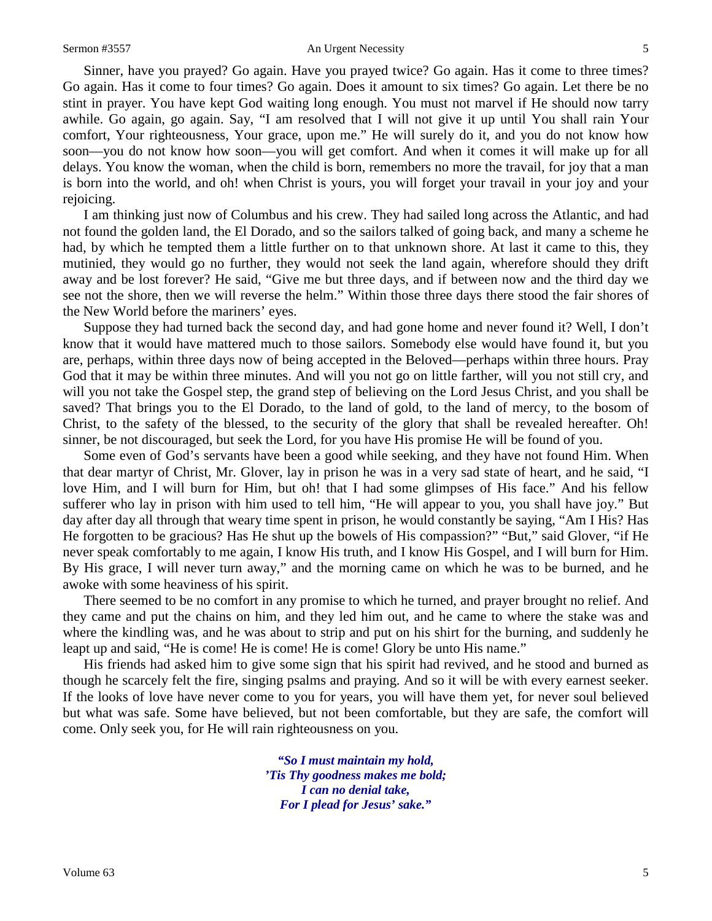Sinner, have you prayed? Go again. Have you prayed twice? Go again. Has it come to three times? Go again. Has it come to four times? Go again. Does it amount to six times? Go again. Let there be no stint in prayer. You have kept God waiting long enough. You must not marvel if He should now tarry awhile. Go again, go again. Say, "I am resolved that I will not give it up until You shall rain Your comfort, Your righteousness, Your grace, upon me." He will surely do it, and you do not know how soon—you do not know how soon—you will get comfort. And when it comes it will make up for all delays. You know the woman, when the child is born, remembers no more the travail, for joy that a man is born into the world, and oh! when Christ is yours, you will forget your travail in your joy and your rejoicing.

I am thinking just now of Columbus and his crew. They had sailed long across the Atlantic, and had not found the golden land, the El Dorado, and so the sailors talked of going back, and many a scheme he had, by which he tempted them a little further on to that unknown shore. At last it came to this, they mutinied, they would go no further, they would not seek the land again, wherefore should they drift away and be lost forever? He said, "Give me but three days, and if between now and the third day we see not the shore, then we will reverse the helm." Within those three days there stood the fair shores of the New World before the mariners' eyes.

Suppose they had turned back the second day, and had gone home and never found it? Well, I don't know that it would have mattered much to those sailors. Somebody else would have found it, but you are, perhaps, within three days now of being accepted in the Beloved—perhaps within three hours. Pray God that it may be within three minutes. And will you not go on little farther, will you not still cry, and will you not take the Gospel step, the grand step of believing on the Lord Jesus Christ, and you shall be saved? That brings you to the El Dorado, to the land of gold, to the land of mercy, to the bosom of Christ, to the safety of the blessed, to the security of the glory that shall be revealed hereafter. Oh! sinner, be not discouraged, but seek the Lord, for you have His promise He will be found of you.

Some even of God's servants have been a good while seeking, and they have not found Him. When that dear martyr of Christ, Mr. Glover, lay in prison he was in a very sad state of heart, and he said, "I love Him, and I will burn for Him, but oh! that I had some glimpses of His face." And his fellow sufferer who lay in prison with him used to tell him, "He will appear to you, you shall have joy." But day after day all through that weary time spent in prison, he would constantly be saying, "Am I His? Has He forgotten to be gracious? Has He shut up the bowels of His compassion?" "But," said Glover, "if He never speak comfortably to me again, I know His truth, and I know His Gospel, and I will burn for Him. By His grace, I will never turn away," and the morning came on which he was to be burned, and he awoke with some heaviness of his spirit.

There seemed to be no comfort in any promise to which he turned, and prayer brought no relief. And they came and put the chains on him, and they led him out, and he came to where the stake was and where the kindling was, and he was about to strip and put on his shirt for the burning, and suddenly he leapt up and said, "He is come! He is come! He is come! Glory be unto His name."

His friends had asked him to give some sign that his spirit had revived, and he stood and burned as though he scarcely felt the fire, singing psalms and praying. And so it will be with every earnest seeker. If the looks of love have never come to you for years, you will have them yet, for never soul believed but what was safe. Some have believed, but not been comfortable, but they are safe, the comfort will come. Only seek you, for He will rain righteousness on you.

> ***"So I must maintain my hold,***
> ***'Tis Thy goodness makes me bold;***
> ***I can no denial take,***
> ***For I plead for Jesus' sake."***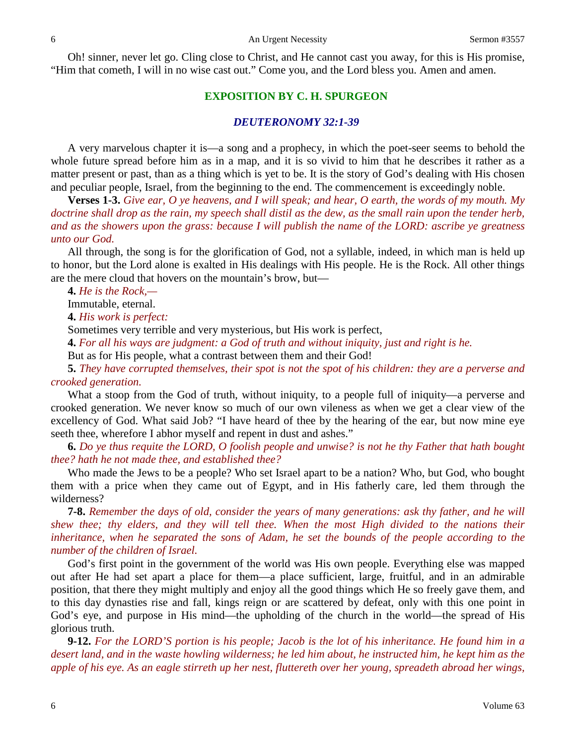Oh! sinner, never let go. Cling close to Christ, and He cannot cast you away, for this is His promise, "Him that cometh, I will in no wise cast out." Come you, and the Lord bless you. Amen and amen.

## EXPOSITION BY C. H. SPURGEON

### *DEUTERONOMY 32:1-39*

A very marvelous chapter it is—a song and a prophecy, in which the poet-seer seems to behold the whole future spread before him as in a map, and it is so vivid to him that he describes it rather as a matter present or past, than as a thing which is yet to be. It is the story of God's dealing with His chosen and peculiar people, Israel, from the beginning to the end. The commencement is exceedingly noble.

**Verses 1-3.** *Give ear, O ye heavens, and I will speak; and hear, O earth, the words of my mouth. My doctrine shall drop as the rain, my speech shall distil as the dew, as the small rain upon the tender herb, and as the showers upon the grass: because I will publish the name of the LORD: ascribe ye greatness unto our God.*

All through, the song is for the glorification of God, not a syllable, indeed, in which man is held up to honor, but the Lord alone is exalted in His dealings with His people. He is the Rock. All other things are the mere cloud that hovers on the mountain's brow, but—

**4.** *He is the Rock,—*

Immutable, eternal.

**4.** *His work is perfect:*

Sometimes very terrible and very mysterious, but His work is perfect,

**4.** *For all his ways are judgment: a God of truth and without iniquity, just and right is he.*

But as for His people, what a contrast between them and their God!

**5.** *They have corrupted themselves, their spot is not the spot of his children: they are a perverse and crooked generation.*

What a stoop from the God of truth, without iniquity, to a people full of iniquity—a perverse and crooked generation. We never know so much of our own vileness as when we get a clear view of the excellency of God. What said Job? "I have heard of thee by the hearing of the ear, but now mine eye seeth thee, wherefore I abhor myself and repent in dust and ashes."

**6.** *Do ye thus requite the LORD, O foolish people and unwise? is not he thy Father that hath bought thee? hath he not made thee, and established thee?*

Who made the Jews to be a people? Who set Israel apart to be a nation? Who, but God, who bought them with a price when they came out of Egypt, and in His fatherly care, led them through the wilderness?

**7-8.** *Remember the days of old, consider the years of many generations: ask thy father, and he will shew thee; thy elders, and they will tell thee. When the most High divided to the nations their inheritance, when he separated the sons of Adam, he set the bounds of the people according to the number of the children of Israel.*

God's first point in the government of the world was His own people. Everything else was mapped out after He had set apart a place for them—a place sufficient, large, fruitful, and in an admirable position, that there they might multiply and enjoy all the good things which He so freely gave them, and to this day dynasties rise and fall, kings reign or are scattered by defeat, only with this one point in God's eye, and purpose in His mind—the upholding of the church in the world—the spread of His glorious truth.

**9-12.** *For the LORD'S portion is his people; Jacob is the lot of his inheritance. He found him in a desert land, and in the waste howling wilderness; he led him about, he instructed him, he kept him as the apple of his eye. As an eagle stirreth up her nest, fluttereth over her young, spreadeth abroad her wings,*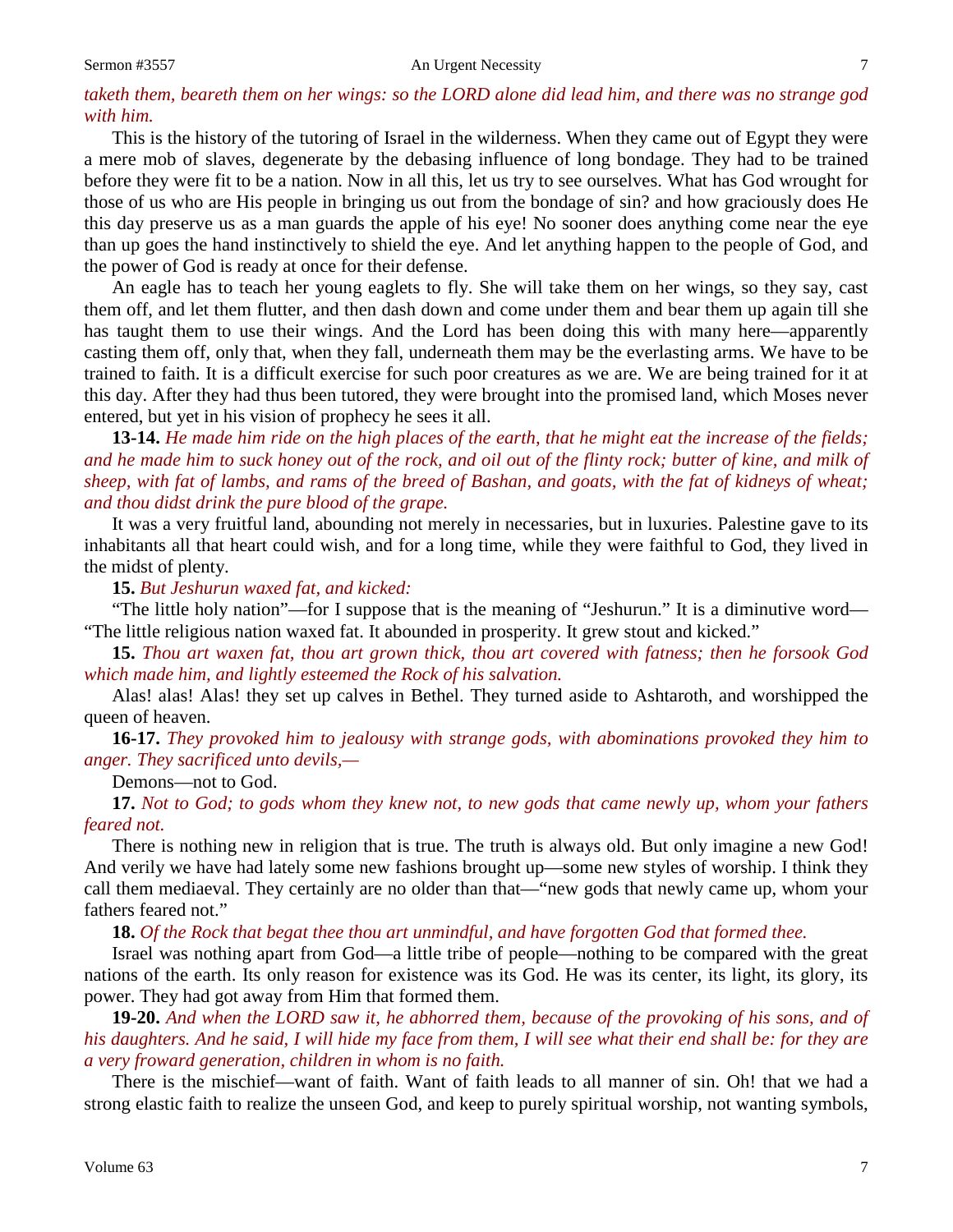*taketh them, beareth them on her wings: so the LORD alone did lead him, and there was no strange god with him.*

This is the history of the tutoring of Israel in the wilderness. When they came out of Egypt they were a mere mob of slaves, degenerate by the debasing influence of long bondage. They had to be trained before they were fit to be a nation. Now in all this, let us try to see ourselves. What has God wrought for those of us who are His people in bringing us out from the bondage of sin? and how graciously does He this day preserve us as a man guards the apple of his eye! No sooner does anything come near the eye than up goes the hand instinctively to shield the eye. And let anything happen to the people of God, and the power of God is ready at once for their defense.

An eagle has to teach her young eaglets to fly. She will take them on her wings, so they say, cast them off, and let them flutter, and then dash down and come under them and bear them up again till she has taught them to use their wings. And the Lord has been doing this with many here—apparently casting them off, only that, when they fall, underneath them may be the everlasting arms. We have to be trained to faith. It is a difficult exercise for such poor creatures as we are. We are being trained for it at this day. After they had thus been tutored, they were brought into the promised land, which Moses never entered, but yet in his vision of prophecy he sees it all.

**13-14.** *He made him ride on the high places of the earth, that he might eat the increase of the fields; and he made him to suck honey out of the rock, and oil out of the flinty rock; butter of kine, and milk of sheep, with fat of lambs, and rams of the breed of Bashan, and goats, with the fat of kidneys of wheat; and thou didst drink the pure blood of the grape.*

It was a very fruitful land, abounding not merely in necessaries, but in luxuries. Palestine gave to its inhabitants all that heart could wish, and for a long time, while they were faithful to God, they lived in the midst of plenty.

**15.** *But Jeshurun waxed fat, and kicked:*

"The little holy nation"—for I suppose that is the meaning of "Jeshurun." It is a diminutive word—"The little religious nation waxed fat. It abounded in prosperity. It grew stout and kicked."

**15.** *Thou art waxen fat, thou art grown thick, thou art covered with fatness; then he forsook God which made him, and lightly esteemed the Rock of his salvation.*

Alas! alas! Alas! they set up calves in Bethel. They turned aside to Ashtaroth, and worshipped the queen of heaven.

**16-17.** *They provoked him to jealousy with strange gods, with abominations provoked they him to anger. They sacrificed unto devils,—*

Demons—not to God.

**17.** *Not to God; to gods whom they knew not, to new gods that came newly up, whom your fathers feared not.*

There is nothing new in religion that is true. The truth is always old. But only imagine a new God! And verily we have had lately some new fashions brought up—some new styles of worship. I think they call them mediaeval. They certainly are no older than that—"new gods that newly came up, whom your fathers feared not."

**18.** *Of the Rock that begat thee thou art unmindful, and have forgotten God that formed thee.*

Israel was nothing apart from God—a little tribe of people—nothing to be compared with the great nations of the earth. Its only reason for existence was its God. He was its center, its light, its glory, its power. They had got away from Him that formed them.

**19-20.** *And when the LORD saw it, he abhorred them, because of the provoking of his sons, and of his daughters. And he said, I will hide my face from them, I will see what their end shall be: for they are a very froward generation, children in whom is no faith.*

There is the mischief—want of faith. Want of faith leads to all manner of sin. Oh! that we had a strong elastic faith to realize the unseen God, and keep to purely spiritual worship, not wanting symbols,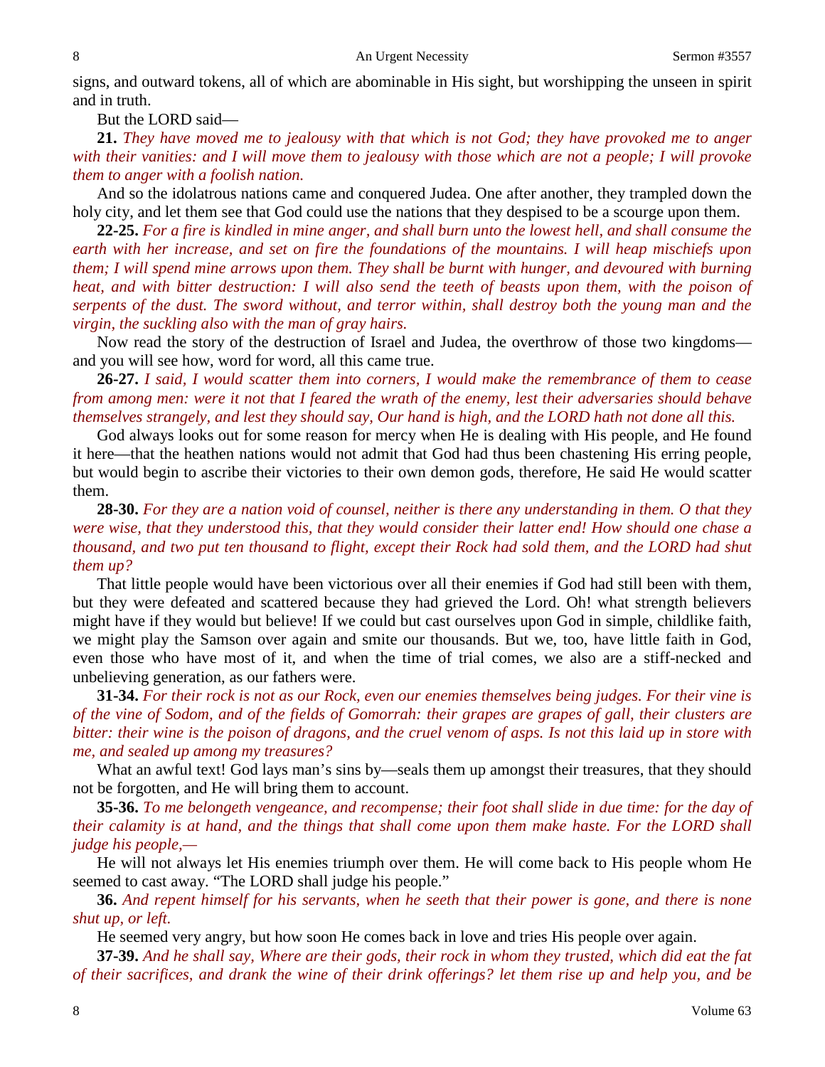signs, and outward tokens, all of which are abominable in His sight, but worshipping the unseen in spirit and in truth.

But the LORD said—

**21.** *They have moved me to jealousy with that which is not God; they have provoked me to anger with their vanities: and I will move them to jealousy with those which are not a people; I will provoke them to anger with a foolish nation.*

And so the idolatrous nations came and conquered Judea. One after another, they trampled down the holy city, and let them see that God could use the nations that they despised to be a scourge upon them.

**22-25.** *For a fire is kindled in mine anger, and shall burn unto the lowest hell, and shall consume the earth with her increase, and set on fire the foundations of the mountains. I will heap mischiefs upon them; I will spend mine arrows upon them. They shall be burnt with hunger, and devoured with burning heat, and with bitter destruction: I will also send the teeth of beasts upon them, with the poison of serpents of the dust. The sword without, and terror within, shall destroy both the young man and the virgin, the suckling also with the man of gray hairs.*

Now read the story of the destruction of Israel and Judea, the overthrow of those two kingdoms—and you will see how, word for word, all this came true.

**26-27.** *I said, I would scatter them into corners, I would make the remembrance of them to cease from among men: were it not that I feared the wrath of the enemy, lest their adversaries should behave themselves strangely, and lest they should say, Our hand is high, and the LORD hath not done all this.*

God always looks out for some reason for mercy when He is dealing with His people, and He found it here—that the heathen nations would not admit that God had thus been chastening His erring people, but would begin to ascribe their victories to their own demon gods, therefore, He said He would scatter them.

**28-30.** *For they are a nation void of counsel, neither is there any understanding in them. O that they were wise, that they understood this, that they would consider their latter end! How should one chase a thousand, and two put ten thousand to flight, except their Rock had sold them, and the LORD had shut them up?*

That little people would have been victorious over all their enemies if God had still been with them, but they were defeated and scattered because they had grieved the Lord. Oh! what strength believers might have if they would but believe! If we could but cast ourselves upon God in simple, childlike faith, we might play the Samson over again and smite our thousands. But we, too, have little faith in God, even those who have most of it, and when the time of trial comes, we also are a stiff-necked and unbelieving generation, as our fathers were.

**31-34.** *For their rock is not as our Rock, even our enemies themselves being judges. For their vine is of the vine of Sodom, and of the fields of Gomorrah: their grapes are grapes of gall, their clusters are bitter: their wine is the poison of dragons, and the cruel venom of asps. Is not this laid up in store with me, and sealed up among my treasures?*

What an awful text! God lays man's sins by—seals them up amongst their treasures, that they should not be forgotten, and He will bring them to account.

**35-36.** *To me belongeth vengeance, and recompense; their foot shall slide in due time: for the day of their calamity is at hand, and the things that shall come upon them make haste. For the LORD shall judge his people,—*

He will not always let His enemies triumph over them. He will come back to His people whom He seemed to cast away. "The LORD shall judge his people."

**36.** *And repent himself for his servants, when he seeth that their power is gone, and there is none shut up, or left.*

He seemed very angry, but how soon He comes back in love and tries His people over again.

**37-39.** *And he shall say, Where are their gods, their rock in whom they trusted, which did eat the fat of their sacrifices, and drank the wine of their drink offerings? let them rise up and help you, and be*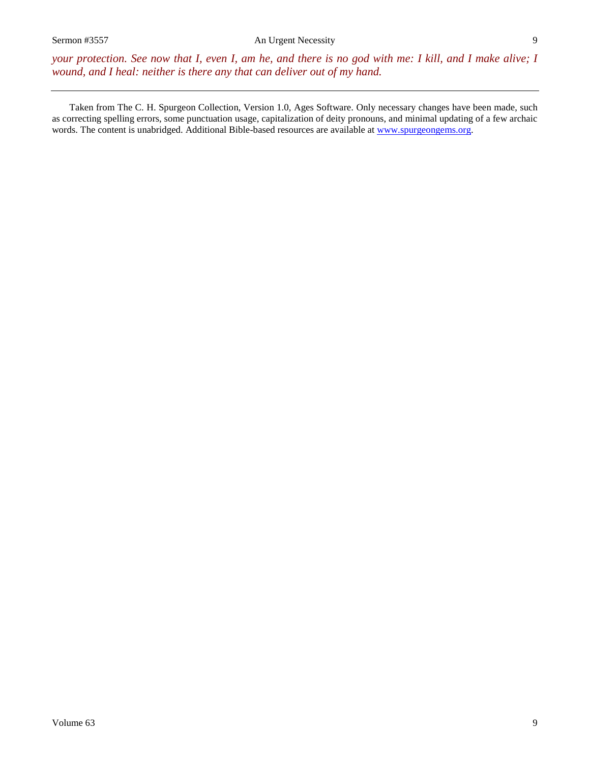*your protection. See now that I, even I, am he, and there is no god with me: I kill, and I make alive; I wound, and I heal: neither is there any that can deliver out of my hand.*

---

Taken from The C. H. Spurgeon Collection, Version 1.0, Ages Software. Only necessary changes have been made, such as correcting spelling errors, some punctuation usage, capitalization of deity pronouns, and minimal updating of a few archaic words. The content is unabridged. Additional Bible-based resources are available at www.spurgeongems.org.